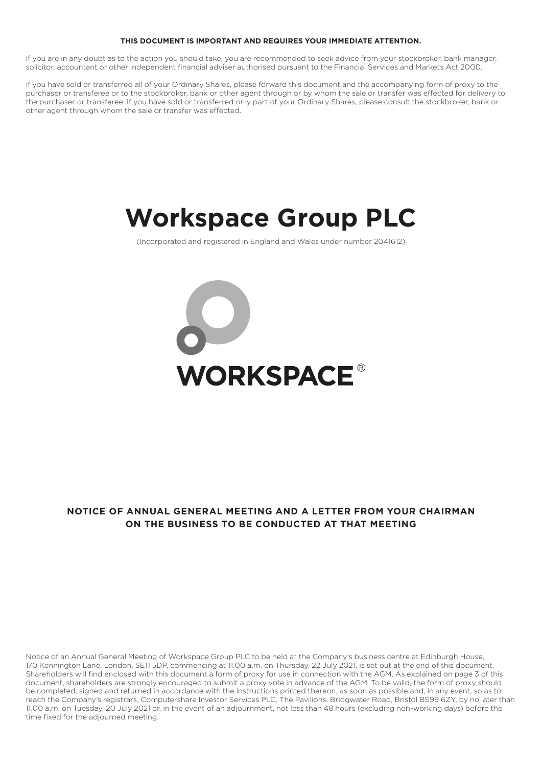**THIS DOCUMENT IS IMPORTANT AND REQUIRES YOUR IMMEDIATE ATTENTION.**

If you are in any doubt as to the action you should take, you are recommended to seek advice from your stockbroker, bank manager, solicitor, accountant or other independent financial adviser authorised pursuant to the Financial Services and Markets Act 2000.

If you have sold or transferred all of your Ordinary Shares, please forward this document and the accompanying form of proxy to the purchaser or transferee or to the stockbroker, bank or other agent through or by whom the sale or transfer was effected for delivery to the purchaser or transferee. If you have sold or transferred only part of your Ordinary Shares, please consult the stockbroker, bank or other agent through whom the sale or transfer was effected.

# Workspace Group PLC

(Incorporated and registered in England and Wales under number 2041612)

WORKSPACE®

**NOTICE OF ANNUAL GENERAL MEETING AND A LETTER FROM YOUR CHAIRMAN ON THE BUSINESS TO BE CONDUCTED AT THAT MEETING**

Notice of an Annual General Meeting of Workspace Group PLC to be held at the Company's business centre at Edinburgh House, 170 Kennington Lane, London, SE11 5DP, commencing at 11.00 a.m. on Thursday, 22 July 2021, is set out at the end of this document. Shareholders will find enclosed with this document a form of proxy for use in connection with the AGM. As explained on page 3 of this document, shareholders are strongly encouraged to submit a proxy vote in advance of the AGM. To be valid, the form of proxy should be completed, signed and returned in accordance with the instructions printed thereon, as soon as possible and, in any event, so as to reach the Company's registrars, Computershare Investor Services PLC, The Pavilions, Bridgwater Road, Bristol BS99 6ZY, by no later than 11.00 a.m. on Tuesday, 20 July 2021 or, in the event of an adjournment, not less than 48 hours (excluding non-working days) before the time fixed for the adjourned meeting.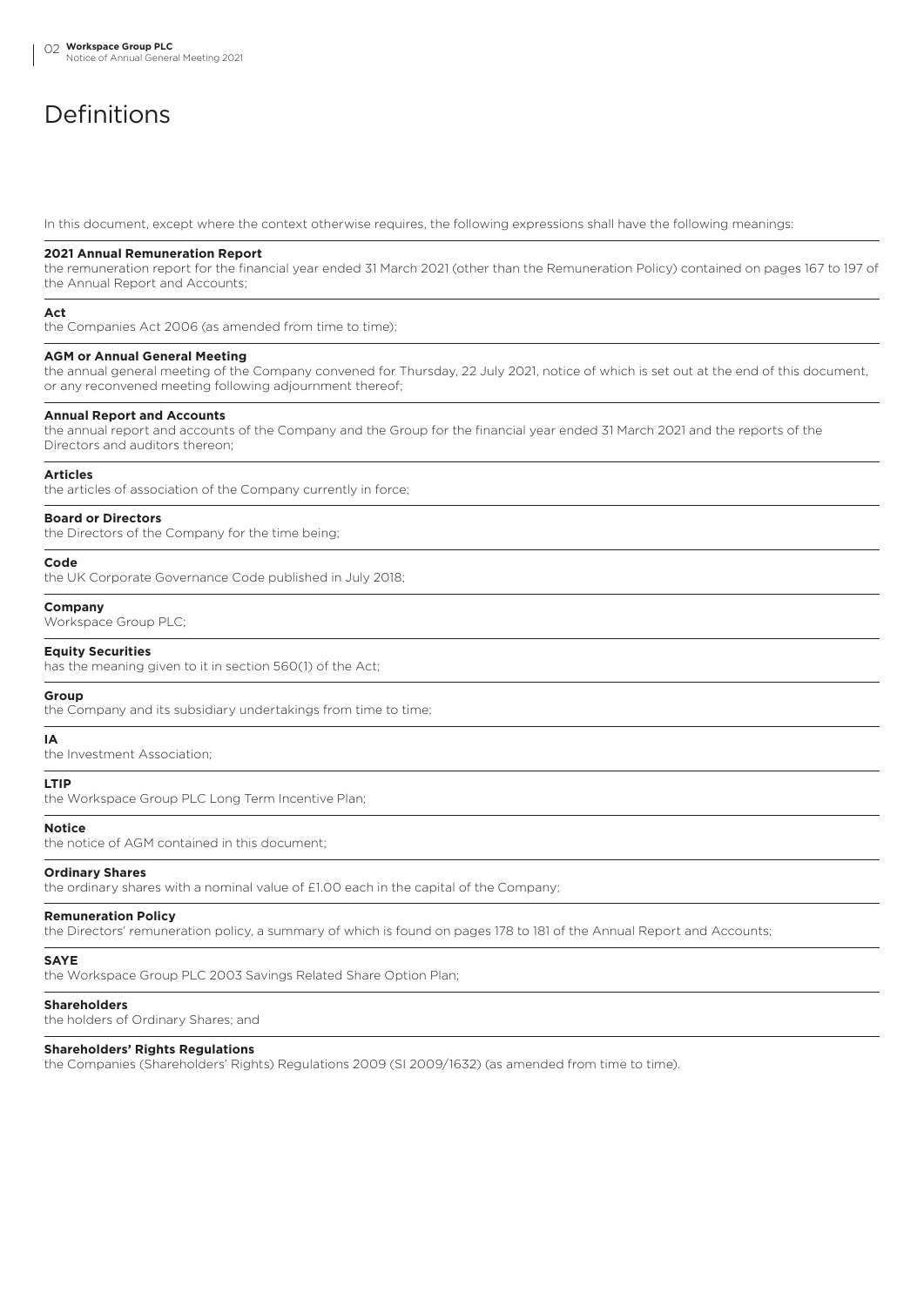# Definitions

In this document, except where the context otherwise requires, the following expressions shall have the following meanings:

**2021 Annual Remuneration Report**
the remuneration report for the financial year ended 31 March 2021 (other than the Remuneration Policy) contained on pages 167 to 197 of the Annual Report and Accounts;

**Act**
the Companies Act 2006 (as amended from time to time);

**AGM or Annual General Meeting**
the annual general meeting of the Company convened for Thursday, 22 July 2021, notice of which is set out at the end of this document, or any reconvened meeting following adjournment thereof;

**Annual Report and Accounts**
the annual report and accounts of the Company and the Group for the financial year ended 31 March 2021 and the reports of the Directors and auditors thereon;

**Articles**
the articles of association of the Company currently in force;

**Board or Directors**
the Directors of the Company for the time being;

**Code**
the UK Corporate Governance Code published in July 2018;

**Company**
Workspace Group PLC;

**Equity Securities**
has the meaning given to it in section 560(1) of the Act;

**Group**
the Company and its subsidiary undertakings from time to time;

**IA**
the Investment Association;

**LTIP**
the Workspace Group PLC Long Term Incentive Plan;

**Notice**
the notice of AGM contained in this document;

**Ordinary Shares**
the ordinary shares with a nominal value of £1.00 each in the capital of the Company;

**Remuneration Policy**
the Directors' remuneration policy, a summary of which is found on pages 178 to 181 of the Annual Report and Accounts;

**SAYE**
the Workspace Group PLC 2003 Savings Related Share Option Plan;

**Shareholders**
the holders of Ordinary Shares; and

**Shareholders' Rights Regulations**
the Companies (Shareholders' Rights) Regulations 2009 (SI 2009/1632) (as amended from time to time).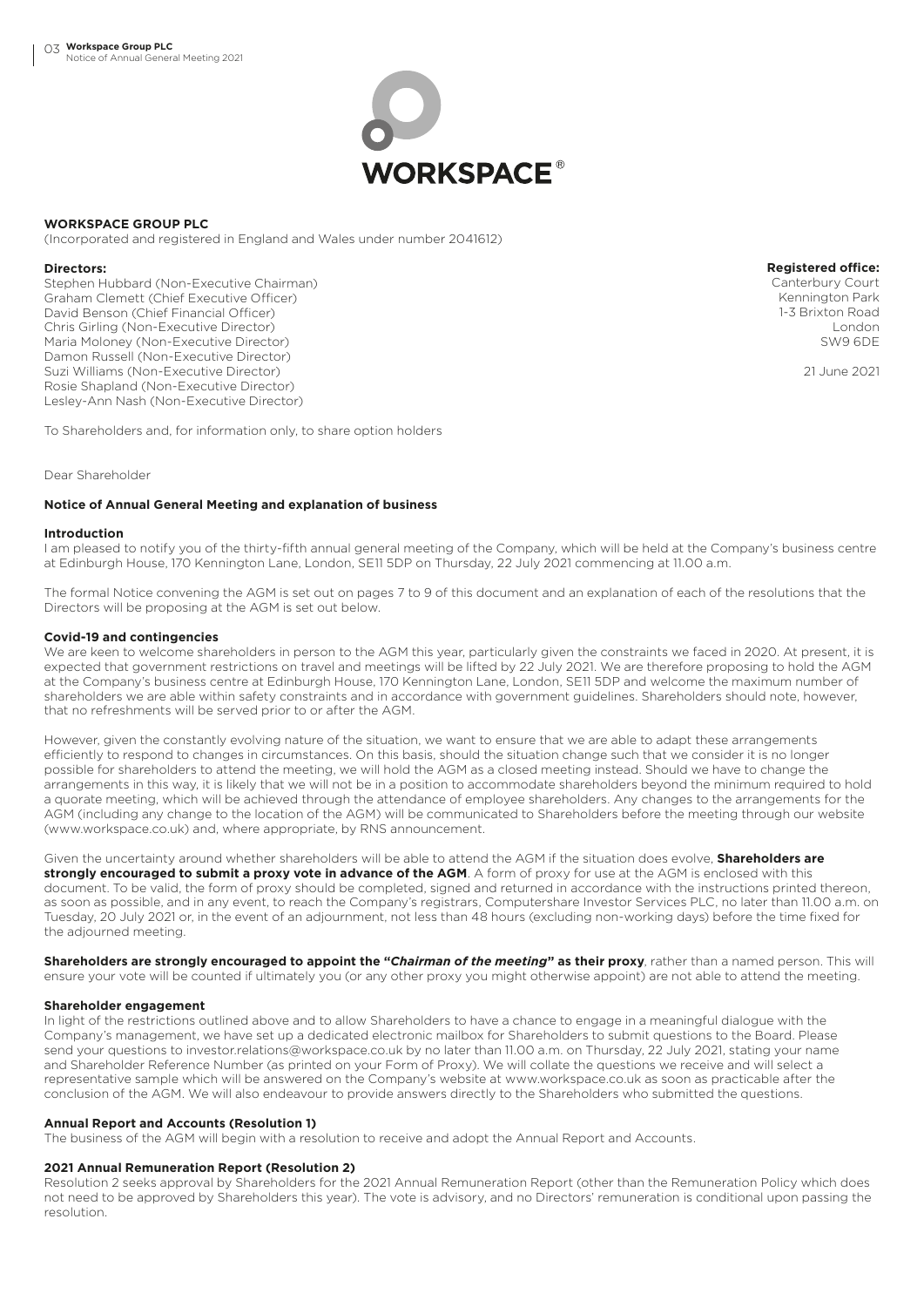**WORKSPACE GROUP PLC**
(Incorporated and registered in England and Wales under number 2041612)

**Directors:**
Stephen Hubbard (Non-Executive Chairman)
Graham Clemett (Chief Executive Officer)
David Benson (Chief Financial Officer)
Chris Girling (Non-Executive Director)
Maria Moloney (Non-Executive Director)
Damon Russell (Non-Executive Director)
Suzi Williams (Non-Executive Director)
Rosie Shapland (Non-Executive Director)
Lesley-Ann Nash (Non-Executive Director)

**Registered office:**
Canterbury Court
Kennington Park
1-3 Brixton Road
London
SW9 6DE

21 June 2021

To Shareholders and, for information only, to share option holders

Dear Shareholder

**Notice of Annual General Meeting and explanation of business**

**Introduction**

I am pleased to notify you of the thirty-fifth annual general meeting of the Company, which will be held at the Company's business centre at Edinburgh House, 170 Kennington Lane, London, SE11 5DP on Thursday, 22 July 2021 commencing at 11.00 a.m.

The formal Notice convening the AGM is set out on pages 7 to 9 of this document and an explanation of each of the resolutions that the Directors will be proposing at the AGM is set out below.

**Covid-19 and contingencies**

We are keen to welcome shareholders in person to the AGM this year, particularly given the constraints we faced in 2020. At present, it is expected that government restrictions on travel and meetings will be lifted by 22 July 2021. We are therefore proposing to hold the AGM at the Company's business centre at Edinburgh House, 170 Kennington Lane, London, SE11 5DP and welcome the maximum number of shareholders we are able within safety constraints and in accordance with government guidelines. Shareholders should note, however, that no refreshments will be served prior to or after the AGM.

However, given the constantly evolving nature of the situation, we want to ensure that we are able to adapt these arrangements efficiently to respond to changes in circumstances. On this basis, should the situation change such that we consider it is no longer possible for shareholders to attend the meeting, we will hold the AGM as a closed meeting instead. Should we have to change the arrangements in this way, it is likely that we will not be in a position to accommodate shareholders beyond the minimum required to hold a quorate meeting, which will be achieved through the attendance of employee shareholders. Any changes to the arrangements for the AGM (including any change to the location of the AGM) will be communicated to Shareholders before the meeting through our website (www.workspace.co.uk) and, where appropriate, by RNS announcement.

Given the uncertainty around whether shareholders will be able to attend the AGM if the situation does evolve, **Shareholders are strongly encouraged to submit a proxy vote in advance of the AGM**. A form of proxy for use at the AGM is enclosed with this document. To be valid, the form of proxy should be completed, signed and returned in accordance with the instructions printed thereon, as soon as possible, and in any event, to reach the Company's registrars, Computershare Investor Services PLC, no later than 11.00 a.m. on Tuesday, 20 July 2021 or, in the event of an adjournment, not less than 48 hours (excluding non-working days) before the time fixed for the adjourned meeting.

**Shareholders are strongly encouraged to appoint the "*Chairman of the meeting*" as their proxy**, rather than a named person. This will ensure your vote will be counted if ultimately you (or any other proxy you might otherwise appoint) are not able to attend the meeting.

**Shareholder engagement**

In light of the restrictions outlined above and to allow Shareholders to have a chance to engage in a meaningful dialogue with the Company's management, we have set up a dedicated electronic mailbox for Shareholders to submit questions to the Board. Please send your questions to investor.relations@workspace.co.uk by no later than 11.00 a.m. on Thursday, 22 July 2021, stating your name and Shareholder Reference Number (as printed on your Form of Proxy). We will collate the questions we receive and will select a representative sample which will be answered on the Company's website at www.workspace.co.uk as soon as practicable after the conclusion of the AGM. We will also endeavour to provide answers directly to the Shareholders who submitted the questions.

**Annual Report and Accounts (Resolution 1)**

The business of the AGM will begin with a resolution to receive and adopt the Annual Report and Accounts.

**2021 Annual Remuneration Report (Resolution 2)**

Resolution 2 seeks approval by Shareholders for the 2021 Annual Remuneration Report (other than the Remuneration Policy which does not need to be approved by Shareholders this year). The vote is advisory, and no Directors' remuneration is conditional upon passing the resolution.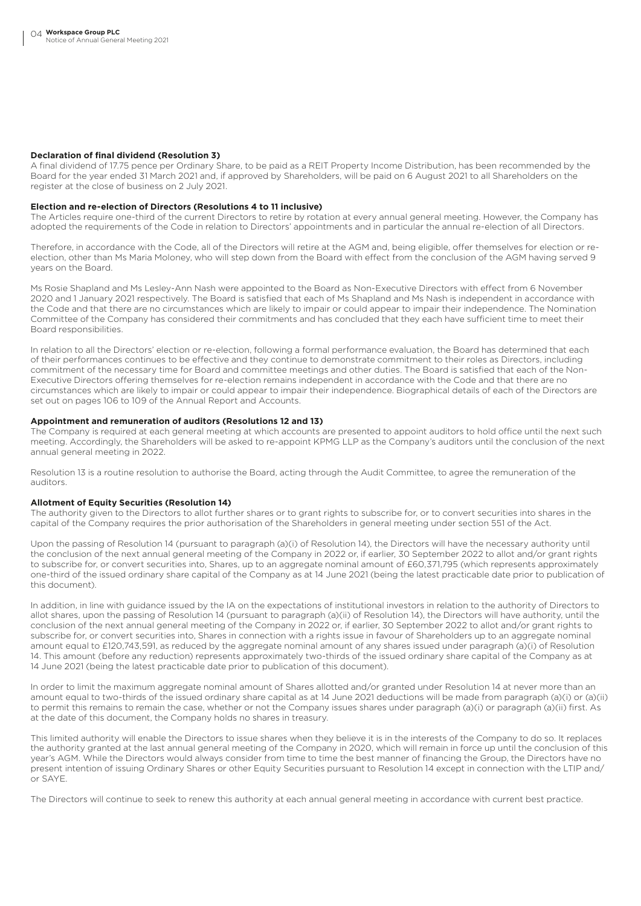**Declaration of final dividend (Resolution 3)**

A final dividend of 17.75 pence per Ordinary Share, to be paid as a REIT Property Income Distribution, has been recommended by the Board for the year ended 31 March 2021 and, if approved by Shareholders, will be paid on 6 August 2021 to all Shareholders on the register at the close of business on 2 July 2021.

**Election and re-election of Directors (Resolutions 4 to 11 inclusive)**

The Articles require one-third of the current Directors to retire by rotation at every annual general meeting. However, the Company has adopted the requirements of the Code in relation to Directors' appointments and in particular the annual re-election of all Directors.

Therefore, in accordance with the Code, all of the Directors will retire at the AGM and, being eligible, offer themselves for election or re-election, other than Ms Maria Moloney, who will step down from the Board with effect from the conclusion of the AGM having served 9 years on the Board.

Ms Rosie Shapland and Ms Lesley-Ann Nash were appointed to the Board as Non-Executive Directors with effect from 6 November 2020 and 1 January 2021 respectively. The Board is satisfied that each of Ms Shapland and Ms Nash is independent in accordance with the Code and that there are no circumstances which are likely to impair or could appear to impair their independence. The Nomination Committee of the Company has considered their commitments and has concluded that they each have sufficient time to meet their Board responsibilities.

In relation to all the Directors' election or re-election, following a formal performance evaluation, the Board has determined that each of their performances continues to be effective and they continue to demonstrate commitment to their roles as Directors, including commitment of the necessary time for Board and committee meetings and other duties. The Board is satisfied that each of the Non-Executive Directors offering themselves for re-election remains independent in accordance with the Code and that there are no circumstances which are likely to impair or could appear to impair their independence. Biographical details of each of the Directors are set out on pages 106 to 109 of the Annual Report and Accounts.

**Appointment and remuneration of auditors (Resolutions 12 and 13)**

The Company is required at each general meeting at which accounts are presented to appoint auditors to hold office until the next such meeting. Accordingly, the Shareholders will be asked to re-appoint KPMG LLP as the Company's auditors until the conclusion of the next annual general meeting in 2022.

Resolution 13 is a routine resolution to authorise the Board, acting through the Audit Committee, to agree the remuneration of the auditors.

**Allotment of Equity Securities (Resolution 14)**

The authority given to the Directors to allot further shares or to grant rights to subscribe for, or to convert securities into shares in the capital of the Company requires the prior authorisation of the Shareholders in general meeting under section 551 of the Act.

Upon the passing of Resolution 14 (pursuant to paragraph (a)(i) of Resolution 14), the Directors will have the necessary authority until the conclusion of the next annual general meeting of the Company in 2022 or, if earlier, 30 September 2022 to allot and/or grant rights to subscribe for, or convert securities into, Shares, up to an aggregate nominal amount of £60,371,795 (which represents approximately one-third of the issued ordinary share capital of the Company as at 14 June 2021 (being the latest practicable date prior to publication of this document).

In addition, in line with guidance issued by the IA on the expectations of institutional investors in relation to the authority of Directors to allot shares, upon the passing of Resolution 14 (pursuant to paragraph (a)(ii) of Resolution 14), the Directors will have authority, until the conclusion of the next annual general meeting of the Company in 2022 or, if earlier, 30 September 2022 to allot and/or grant rights to subscribe for, or convert securities into, Shares in connection with a rights issue in favour of Shareholders up to an aggregate nominal amount equal to £120,743,591, as reduced by the aggregate nominal amount of any shares issued under paragraph (a)(i) of Resolution 14. This amount (before any reduction) represents approximately two-thirds of the issued ordinary share capital of the Company as at 14 June 2021 (being the latest practicable date prior to publication of this document).

In order to limit the maximum aggregate nominal amount of Shares allotted and/or granted under Resolution 14 at never more than an amount equal to two-thirds of the issued ordinary share capital as at 14 June 2021 deductions will be made from paragraph (a)(i) or (a)(ii) to permit this remains to remain the case, whether or not the Company issues shares under paragraph (a)(i) or paragraph (a)(ii) first. As at the date of this document, the Company holds no shares in treasury.

This limited authority will enable the Directors to issue shares when they believe it is in the interests of the Company to do so. It replaces the authority granted at the last annual general meeting of the Company in 2020, which will remain in force up until the conclusion of this year's AGM. While the Directors would always consider from time to time the best manner of financing the Group, the Directors have no present intention of issuing Ordinary Shares or other Equity Securities pursuant to Resolution 14 except in connection with the LTIP and/or SAYE.

The Directors will continue to seek to renew this authority at each annual general meeting in accordance with current best practice.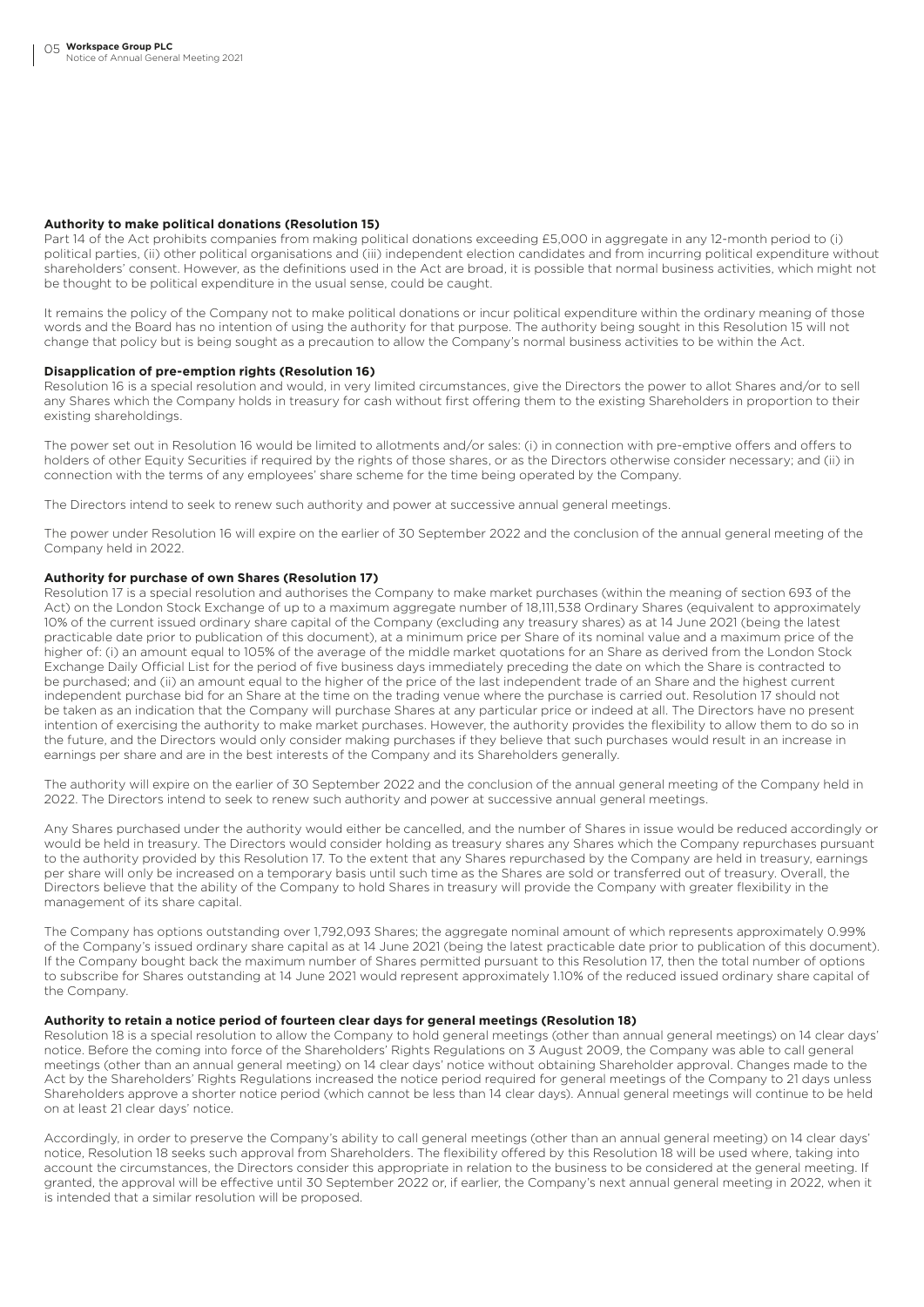**Authority to make political donations (Resolution 15)**

Part 14 of the Act prohibits companies from making political donations exceeding £5,000 in aggregate in any 12-month period to (i) political parties, (ii) other political organisations and (iii) independent election candidates and from incurring political expenditure without shareholders' consent. However, as the definitions used in the Act are broad, it is possible that normal business activities, which might not be thought to be political expenditure in the usual sense, could be caught.

It remains the policy of the Company not to make political donations or incur political expenditure within the ordinary meaning of those words and the Board has no intention of using the authority for that purpose. The authority being sought in this Resolution 15 will not change that policy but is being sought as a precaution to allow the Company's normal business activities to be within the Act.

**Disapplication of pre-emption rights (Resolution 16)**

Resolution 16 is a special resolution and would, in very limited circumstances, give the Directors the power to allot Shares and/or to sell any Shares which the Company holds in treasury for cash without first offering them to the existing Shareholders in proportion to their existing shareholdings.

The power set out in Resolution 16 would be limited to allotments and/or sales: (i) in connection with pre-emptive offers and offers to holders of other Equity Securities if required by the rights of those shares, or as the Directors otherwise consider necessary; and (ii) in connection with the terms of any employees' share scheme for the time being operated by the Company.

The Directors intend to seek to renew such authority and power at successive annual general meetings.

The power under Resolution 16 will expire on the earlier of 30 September 2022 and the conclusion of the annual general meeting of the Company held in 2022.

**Authority for purchase of own Shares (Resolution 17)**

Resolution 17 is a special resolution and authorises the Company to make market purchases (within the meaning of section 693 of the Act) on the London Stock Exchange of up to a maximum aggregate number of 18,111,538 Ordinary Shares (equivalent to approximately 10% of the current issued ordinary share capital of the Company (excluding any treasury shares) as at 14 June 2021 (being the latest practicable date prior to publication of this document), at a minimum price per Share of its nominal value and a maximum price of the higher of: (i) an amount equal to 105% of the average of the middle market quotations for an Share as derived from the London Stock Exchange Daily Official List for the period of five business days immediately preceding the date on which the Share is contracted to be purchased; and (ii) an amount equal to the higher of the price of the last independent trade of an Share and the highest current independent purchase bid for an Share at the time on the trading venue where the purchase is carried out. Resolution 17 should not be taken as an indication that the Company will purchase Shares at any particular price or indeed at all. The Directors have no present intention of exercising the authority to make market purchases. However, the authority provides the flexibility to allow them to do so in the future, and the Directors would only consider making purchases if they believe that such purchases would result in an increase in earnings per share and are in the best interests of the Company and its Shareholders generally.

The authority will expire on the earlier of 30 September 2022 and the conclusion of the annual general meeting of the Company held in 2022. The Directors intend to seek to renew such authority and power at successive annual general meetings.

Any Shares purchased under the authority would either be cancelled, and the number of Shares in issue would be reduced accordingly or would be held in treasury. The Directors would consider holding as treasury shares any Shares which the Company repurchases pursuant to the authority provided by this Resolution 17. To the extent that any Shares repurchased by the Company are held in treasury, earnings per share will only be increased on a temporary basis until such time as the Shares are sold or transferred out of treasury. Overall, the Directors believe that the ability of the Company to hold Shares in treasury will provide the Company with greater flexibility in the management of its share capital.

The Company has options outstanding over 1,792,093 Shares; the aggregate nominal amount of which represents approximately 0.99% of the Company's issued ordinary share capital as at 14 June 2021 (being the latest practicable date prior to publication of this document). If the Company bought back the maximum number of Shares permitted pursuant to this Resolution 17, then the total number of options to subscribe for Shares outstanding at 14 June 2021 would represent approximately 1.10% of the reduced issued ordinary share capital of the Company.

**Authority to retain a notice period of fourteen clear days for general meetings (Resolution 18)**

Resolution 18 is a special resolution to allow the Company to hold general meetings (other than annual general meetings) on 14 clear days' notice. Before the coming into force of the Shareholders' Rights Regulations on 3 August 2009, the Company was able to call general meetings (other than an annual general meeting) on 14 clear days' notice without obtaining Shareholder approval. Changes made to the Act by the Shareholders' Rights Regulations increased the notice period required for general meetings of the Company to 21 days unless Shareholders approve a shorter notice period (which cannot be less than 14 clear days). Annual general meetings will continue to be held on at least 21 clear days' notice.

Accordingly, in order to preserve the Company's ability to call general meetings (other than an annual general meeting) on 14 clear days' notice, Resolution 18 seeks such approval from Shareholders. The flexibility offered by this Resolution 18 will be used where, taking into account the circumstances, the Directors consider this appropriate in relation to the business to be considered at the general meeting. If granted, the approval will be effective until 30 September 2022 or, if earlier, the Company's next annual general meeting in 2022, when it is intended that a similar resolution will be proposed.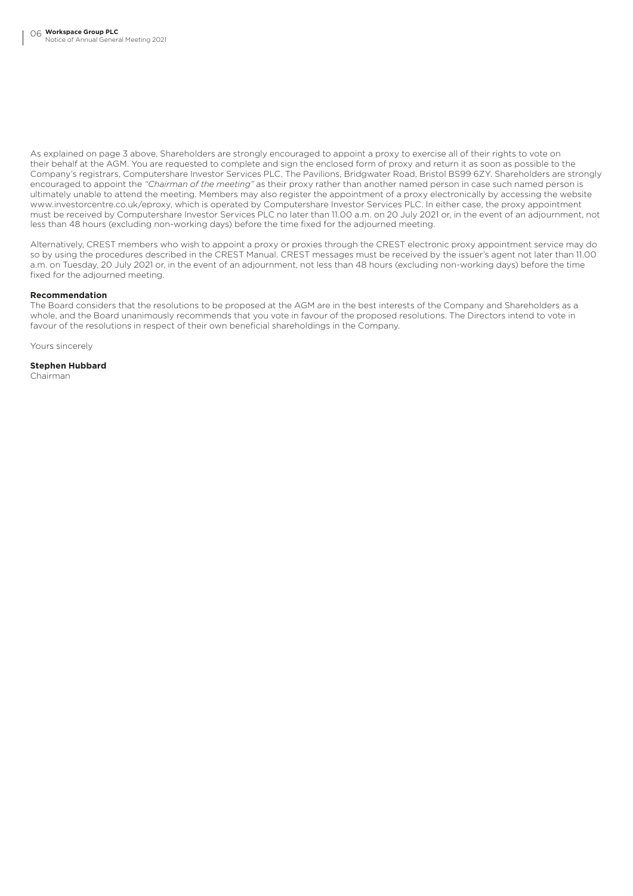As explained on page 3 above, Shareholders are strongly encouraged to appoint a proxy to exercise all of their rights to vote on their behalf at the AGM. You are requested to complete and sign the enclosed form of proxy and return it as soon as possible to the Company's registrars, Computershare Investor Services PLC, The Pavilions, Bridgwater Road, Bristol BS99 6ZY. Shareholders are strongly encouraged to appoint the *"Chairman of the meeting"* as their proxy rather than another named person in case such named person is ultimately unable to attend the meeting. Members may also register the appointment of a proxy electronically by accessing the website www.investorcentre.co.uk/eproxy, which is operated by Computershare Investor Services PLC. In either case, the proxy appointment must be received by Computershare Investor Services PLC no later than 11.00 a.m. on 20 July 2021 or, in the event of an adjournment, not less than 48 hours (excluding non-working days) before the time fixed for the adjourned meeting.

Alternatively, CREST members who wish to appoint a proxy or proxies through the CREST electronic proxy appointment service may do so by using the procedures described in the CREST Manual. CREST messages must be received by the issuer's agent not later than 11.00 a.m. on Tuesday, 20 July 2021 or, in the event of an adjournment, not less than 48 hours (excluding non-working days) before the time fixed for the adjourned meeting.

**Recommendation**

The Board considers that the resolutions to be proposed at the AGM are in the best interests of the Company and Shareholders as a whole, and the Board unanimously recommends that you vote in favour of the proposed resolutions. The Directors intend to vote in favour of the resolutions in respect of their own beneficial shareholdings in the Company.

Yours sincerely

**Stephen Hubbard**
Chairman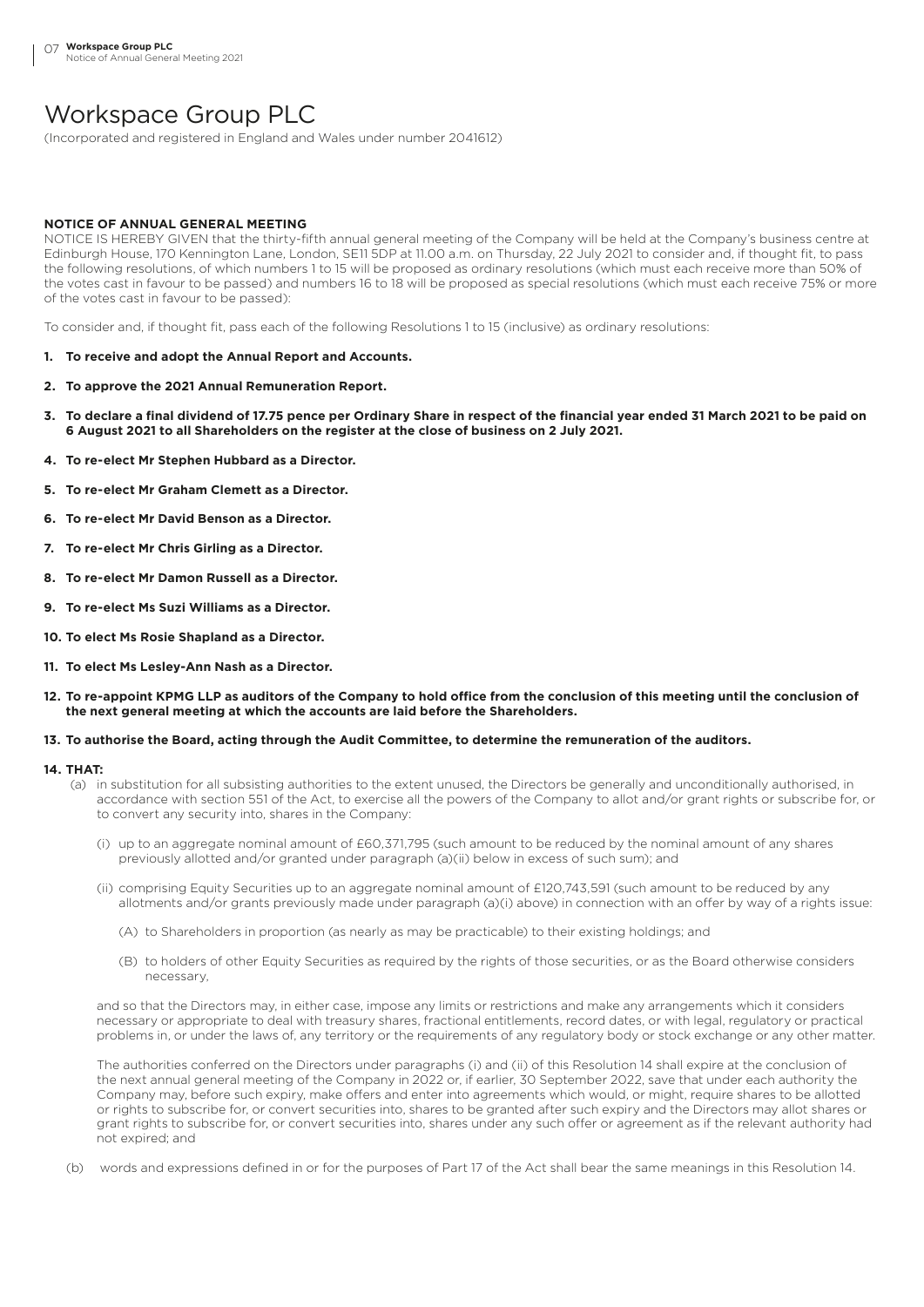# Workspace Group PLC

(Incorporated and registered in England and Wales under number 2041612)

**NOTICE OF ANNUAL GENERAL MEETING**

NOTICE IS HEREBY GIVEN that the thirty-fifth annual general meeting of the Company will be held at the Company's business centre at Edinburgh House, 170 Kennington Lane, London, SE11 5DP at 11.00 a.m. on Thursday, 22 July 2021 to consider and, if thought fit, to pass the following resolutions, of which numbers 1 to 15 will be proposed as ordinary resolutions (which must each receive more than 50% of the votes cast in favour to be passed) and numbers 16 to 18 will be proposed as special resolutions (which must each receive 75% or more of the votes cast in favour to be passed):

To consider and, if thought fit, pass each of the following Resolutions 1 to 15 (inclusive) as ordinary resolutions:

1. **To receive and adopt the Annual Report and Accounts.**
2. **To approve the 2021 Annual Remuneration Report.**
3. **To declare a final dividend of 17.75 pence per Ordinary Share in respect of the financial year ended 31 March 2021 to be paid on 6 August 2021 to all Shareholders on the register at the close of business on 2 July 2021.**
4. **To re-elect Mr Stephen Hubbard as a Director.**
5. **To re-elect Mr Graham Clemett as a Director.**
6. **To re-elect Mr David Benson as a Director.**
7. **To re-elect Mr Chris Girling as a Director.**
8. **To re-elect Mr Damon Russell as a Director.**
9. **To re-elect Ms Suzi Williams as a Director.**
10. **To elect Ms Rosie Shapland as a Director.**
11. **To elect Ms Lesley-Ann Nash as a Director.**
12. **To re-appoint KPMG LLP as auditors of the Company to hold office from the conclusion of this meeting until the conclusion of the next general meeting at which the accounts are laid before the Shareholders.**
13. **To authorise the Board, acting through the Audit Committee, to determine the remuneration of the auditors.**
14. **THAT:**

    (a) in substitution for all subsisting authorities to the extent unused, the Directors be generally and unconditionally authorised, in accordance with section 551 of the Act, to exercise all the powers of the Company to allot and/or grant rights or subscribe for, or to convert any security into, shares in the Company:

    (i) up to an aggregate nominal amount of £60,371,795 (such amount to be reduced by the nominal amount of any shares previously allotted and/or granted under paragraph (a)(ii) below in excess of such sum); and

    (ii) comprising Equity Securities up to an aggregate nominal amount of £120,743,591 (such amount to be reduced by any allotments and/or grants previously made under paragraph (a)(i) above) in connection with an offer by way of a rights issue:

    (A) to Shareholders in proportion (as nearly as may be practicable) to their existing holdings; and

    (B) to holders of other Equity Securities as required by the rights of those securities, or as the Board otherwise considers necessary,

    and so that the Directors may, in either case, impose any limits or restrictions and make any arrangements which it considers necessary or appropriate to deal with treasury shares, fractional entitlements, record dates, or with legal, regulatory or practical problems in, or under the laws of, any territory or the requirements of any regulatory body or stock exchange or any other matter.

    The authorities conferred on the Directors under paragraphs (i) and (ii) of this Resolution 14 shall expire at the conclusion of the next annual general meeting of the Company in 2022 or, if earlier, 30 September 2022, save that under each authority the Company may, before such expiry, make offers and enter into agreements which would, or might, require shares to be allotted or rights to subscribe for, or convert securities into, shares to be granted after such expiry and the Directors may allot shares or grant rights to subscribe for, or convert securities into, shares under any such offer or agreement as if the relevant authority had not expired; and

    (b) words and expressions defined in or for the purposes of Part 17 of the Act shall bear the same meanings in this Resolution 14.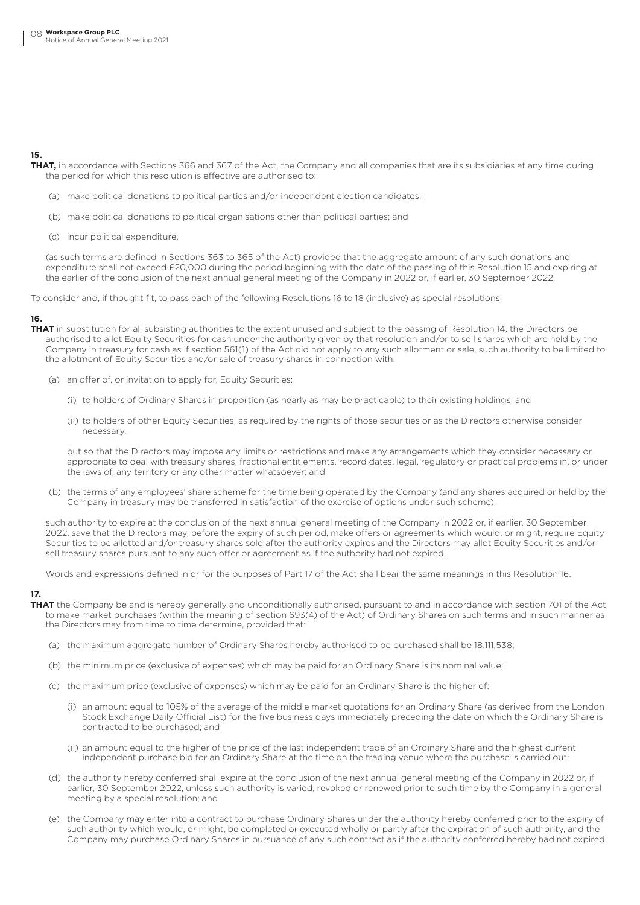**15.**

**THAT,** in accordance with Sections 366 and 367 of the Act, the Company and all companies that are its subsidiaries at any time during the period for which this resolution is effective are authorised to:

(a) make political donations to political parties and/or independent election candidates;

(b) make political donations to political organisations other than political parties; and

(c) incur political expenditure,

(as such terms are defined in Sections 363 to 365 of the Act) provided that the aggregate amount of any such donations and expenditure shall not exceed £20,000 during the period beginning with the date of the passing of this Resolution 15 and expiring at the earlier of the conclusion of the next annual general meeting of the Company in 2022 or, if earlier, 30 September 2022.

To consider and, if thought fit, to pass each of the following Resolutions 16 to 18 (inclusive) as special resolutions:

**16.**

**THAT** in substitution for all subsisting authorities to the extent unused and subject to the passing of Resolution 14, the Directors be authorised to allot Equity Securities for cash under the authority given by that resolution and/or to sell shares which are held by the Company in treasury for cash as if section 561(1) of the Act did not apply to any such allotment or sale, such authority to be limited to the allotment of Equity Securities and/or sale of treasury shares in connection with:

(a) an offer of, or invitation to apply for, Equity Securities:

(i) to holders of Ordinary Shares in proportion (as nearly as may be practicable) to their existing holdings; and

(ii) to holders of other Equity Securities, as required by the rights of those securities or as the Directors otherwise consider necessary,

but so that the Directors may impose any limits or restrictions and make any arrangements which they consider necessary or appropriate to deal with treasury shares, fractional entitlements, record dates, legal, regulatory or practical problems in, or under the laws of, any territory or any other matter whatsoever; and

(b) the terms of any employees' share scheme for the time being operated by the Company (and any shares acquired or held by the Company in treasury may be transferred in satisfaction of the exercise of options under such scheme),

such authority to expire at the conclusion of the next annual general meeting of the Company in 2022 or, if earlier, 30 September 2022, save that the Directors may, before the expiry of such period, make offers or agreements which would, or might, require Equity Securities to be allotted and/or treasury shares sold after the authority expires and the Directors may allot Equity Securities and/or sell treasury shares pursuant to any such offer or agreement as if the authority had not expired.

Words and expressions defined in or for the purposes of Part 17 of the Act shall bear the same meanings in this Resolution 16.

**17.**

**THAT** the Company be and is hereby generally and unconditionally authorised, pursuant to and in accordance with section 701 of the Act, to make market purchases (within the meaning of section 693(4) of the Act) of Ordinary Shares on such terms and in such manner as the Directors may from time to time determine, provided that:

(a) the maximum aggregate number of Ordinary Shares hereby authorised to be purchased shall be 18,111,538;

(b) the minimum price (exclusive of expenses) which may be paid for an Ordinary Share is its nominal value;

(c) the maximum price (exclusive of expenses) which may be paid for an Ordinary Share is the higher of:

(i) an amount equal to 105% of the average of the middle market quotations for an Ordinary Share (as derived from the London Stock Exchange Daily Official List) for the five business days immediately preceding the date on which the Ordinary Share is contracted to be purchased; and

(ii) an amount equal to the higher of the price of the last independent trade of an Ordinary Share and the highest current independent purchase bid for an Ordinary Share at the time on the trading venue where the purchase is carried out;

(d) the authority hereby conferred shall expire at the conclusion of the next annual general meeting of the Company in 2022 or, if earlier, 30 September 2022, unless such authority is varied, revoked or renewed prior to such time by the Company in a general meeting by a special resolution; and

(e) the Company may enter into a contract to purchase Ordinary Shares under the authority hereby conferred prior to the expiry of such authority which would, or might, be completed or executed wholly or partly after the expiration of such authority, and the Company may purchase Ordinary Shares in pursuance of any such contract as if the authority conferred hereby had not expired.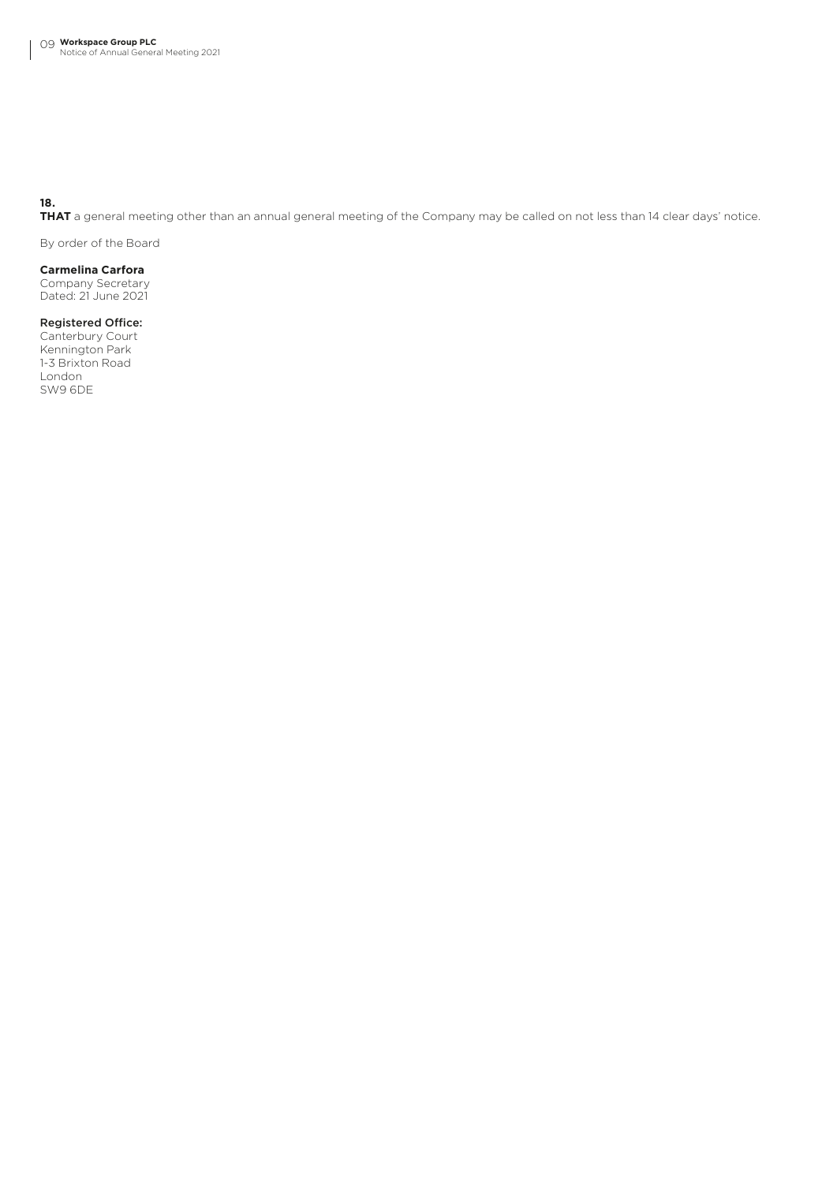**18.**
**THAT** a general meeting other than an annual general meeting of the Company may be called on not less than 14 clear days' notice.

By order of the Board

**Carmelina Carfora**
Company Secretary
Dated: 21 June 2021

**Registered Office:**
Canterbury Court
Kennington Park
1-3 Brixton Road
London
SW9 6DE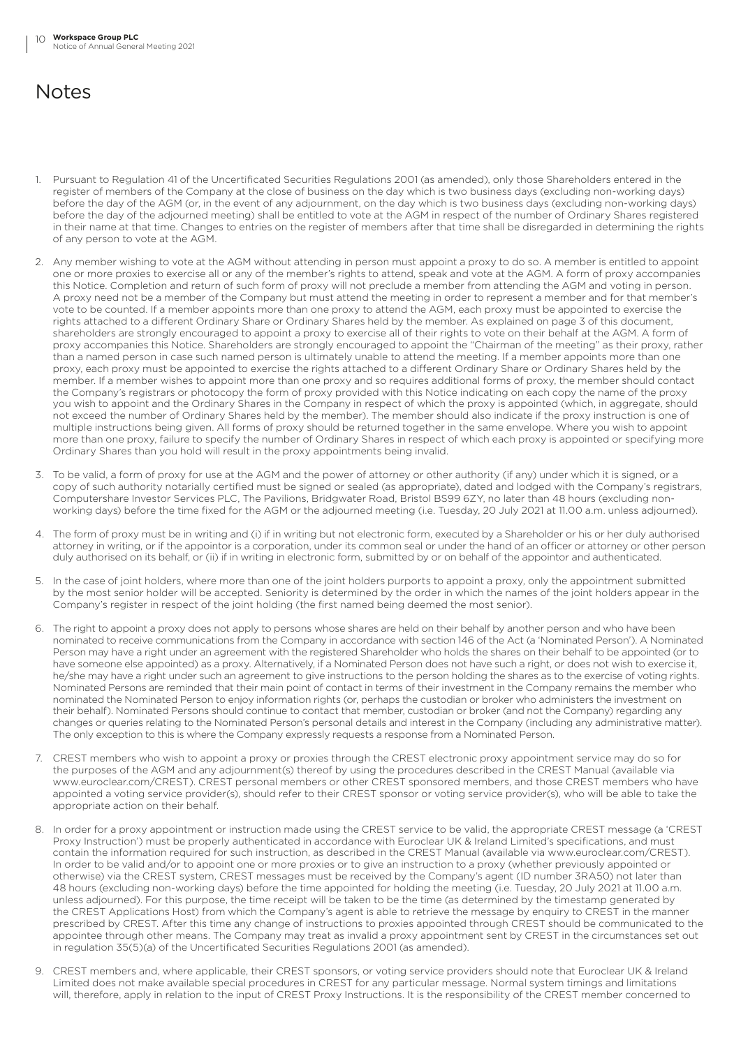# Notes

1. Pursuant to Regulation 41 of the Uncertificated Securities Regulations 2001 (as amended), only those Shareholders entered in the register of members of the Company at the close of business on the day which is two business days (excluding non-working days) before the day of the AGM (or, in the event of any adjournment, on the day which is two business days (excluding non-working days) before the day of the adjourned meeting) shall be entitled to vote at the AGM in respect of the number of Ordinary Shares registered in their name at that time. Changes to entries on the register of members after that time shall be disregarded in determining the rights of any person to vote at the AGM.

2. Any member wishing to vote at the AGM without attending in person must appoint a proxy to do so. A member is entitled to appoint one or more proxies to exercise all or any of the member's rights to attend, speak and vote at the AGM. A form of proxy accompanies this Notice. Completion and return of such form of proxy will not preclude a member from attending the AGM and voting in person. A proxy need not be a member of the Company but must attend the meeting in order to represent a member and for that member's vote to be counted. If a member appoints more than one proxy to attend the AGM, each proxy must be appointed to exercise the rights attached to a different Ordinary Share or Ordinary Shares held by the member. As explained on page 3 of this document, shareholders are strongly encouraged to appoint a proxy to exercise all of their rights to vote on their behalf at the AGM. A form of proxy accompanies this Notice. Shareholders are strongly encouraged to appoint the "Chairman of the meeting" as their proxy, rather than a named person in case such named person is ultimately unable to attend the meeting. If a member appoints more than one proxy, each proxy must be appointed to exercise the rights attached to a different Ordinary Share or Ordinary Shares held by the member. If a member wishes to appoint more than one proxy and so requires additional forms of proxy, the member should contact the Company's registrars or photocopy the form of proxy provided with this Notice indicating on each copy the name of the proxy you wish to appoint and the Ordinary Shares in the Company in respect of which the proxy is appointed (which, in aggregate, should not exceed the number of Ordinary Shares held by the member). The member should also indicate if the proxy instruction is one of multiple instructions being given. All forms of proxy should be returned together in the same envelope. Where you wish to appoint more than one proxy, failure to specify the number of Ordinary Shares in respect of which each proxy is appointed or specifying more Ordinary Shares than you hold will result in the proxy appointments being invalid.

3. To be valid, a form of proxy for use at the AGM and the power of attorney or other authority (if any) under which it is signed, or a copy of such authority notarially certified must be signed or sealed (as appropriate), dated and lodged with the Company's registrars, Computershare Investor Services PLC, The Pavilions, Bridgwater Road, Bristol BS99 6ZY, no later than 48 hours (excluding non-working days) before the time fixed for the AGM or the adjourned meeting (i.e. Tuesday, 20 July 2021 at 11.00 a.m. unless adjourned).

4. The form of proxy must be in writing and (i) if in writing but not electronic form, executed by a Shareholder or his or her duly authorised attorney in writing, or if the appointor is a corporation, under its common seal or under the hand of an officer or attorney or other person duly authorised on its behalf, or (ii) if in writing in electronic form, submitted by or on behalf of the appointor and authenticated.

5. In the case of joint holders, where more than one of the joint holders purports to appoint a proxy, only the appointment submitted by the most senior holder will be accepted. Seniority is determined by the order in which the names of the joint holders appear in the Company's register in respect of the joint holding (the first named being deemed the most senior).

6. The right to appoint a proxy does not apply to persons whose shares are held on their behalf by another person and who have been nominated to receive communications from the Company in accordance with section 146 of the Act (a 'Nominated Person'). A Nominated Person may have a right under an agreement with the registered Shareholder who holds the shares on their behalf to be appointed (or to have someone else appointed) as a proxy. Alternatively, if a Nominated Person does not have such a right, or does not wish to exercise it, he/she may have a right under such an agreement to give instructions to the person holding the shares as to the exercise of voting rights. Nominated Persons are reminded that their main point of contact in terms of their investment in the Company remains the member who nominated the Nominated Person to enjoy information rights (or, perhaps the custodian or broker who administers the investment on their behalf). Nominated Persons should continue to contact that member, custodian or broker (and not the Company) regarding any changes or queries relating to the Nominated Person's personal details and interest in the Company (including any administrative matter). The only exception to this is where the Company expressly requests a response from a Nominated Person.

7. CREST members who wish to appoint a proxy or proxies through the CREST electronic proxy appointment service may do so for the purposes of the AGM and any adjournment(s) thereof by using the procedures described in the CREST Manual (available via www.euroclear.com/CREST). CREST personal members or other CREST sponsored members, and those CREST members who have appointed a voting service provider(s), should refer to their CREST sponsor or voting service provider(s), who will be able to take the appropriate action on their behalf.

8. In order for a proxy appointment or instruction made using the CREST service to be valid, the appropriate CREST message (a 'CREST Proxy Instruction') must be properly authenticated in accordance with Euroclear UK & Ireland Limited's specifications, and must contain the information required for such instruction, as described in the CREST Manual (available via www.euroclear.com/CREST). In order to be valid and/or to appoint one or more proxies or to give an instruction to a proxy (whether previously appointed or otherwise) via the CREST system, CREST messages must be received by the Company's agent (ID number 3RA50) not later than 48 hours (excluding non-working days) before the time appointed for holding the meeting (i.e. Tuesday, 20 July 2021 at 11.00 a.m. unless adjourned). For this purpose, the time receipt will be taken to be the time (as determined by the timestamp generated by the CREST Applications Host) from which the Company's agent is able to retrieve the message by enquiry to CREST in the manner prescribed by CREST. After this time any change of instructions to proxies appointed through CREST should be communicated to the appointee through other means. The Company may treat as invalid a proxy appointment sent by CREST in the circumstances set out in regulation 35(5)(a) of the Uncertificated Securities Regulations 2001 (as amended).

9. CREST members and, where applicable, their CREST sponsors, or voting service providers should note that Euroclear UK & Ireland Limited does not make available special procedures in CREST for any particular message. Normal system timings and limitations will, therefore, apply in relation to the input of CREST Proxy Instructions. It is the responsibility of the CREST member concerned to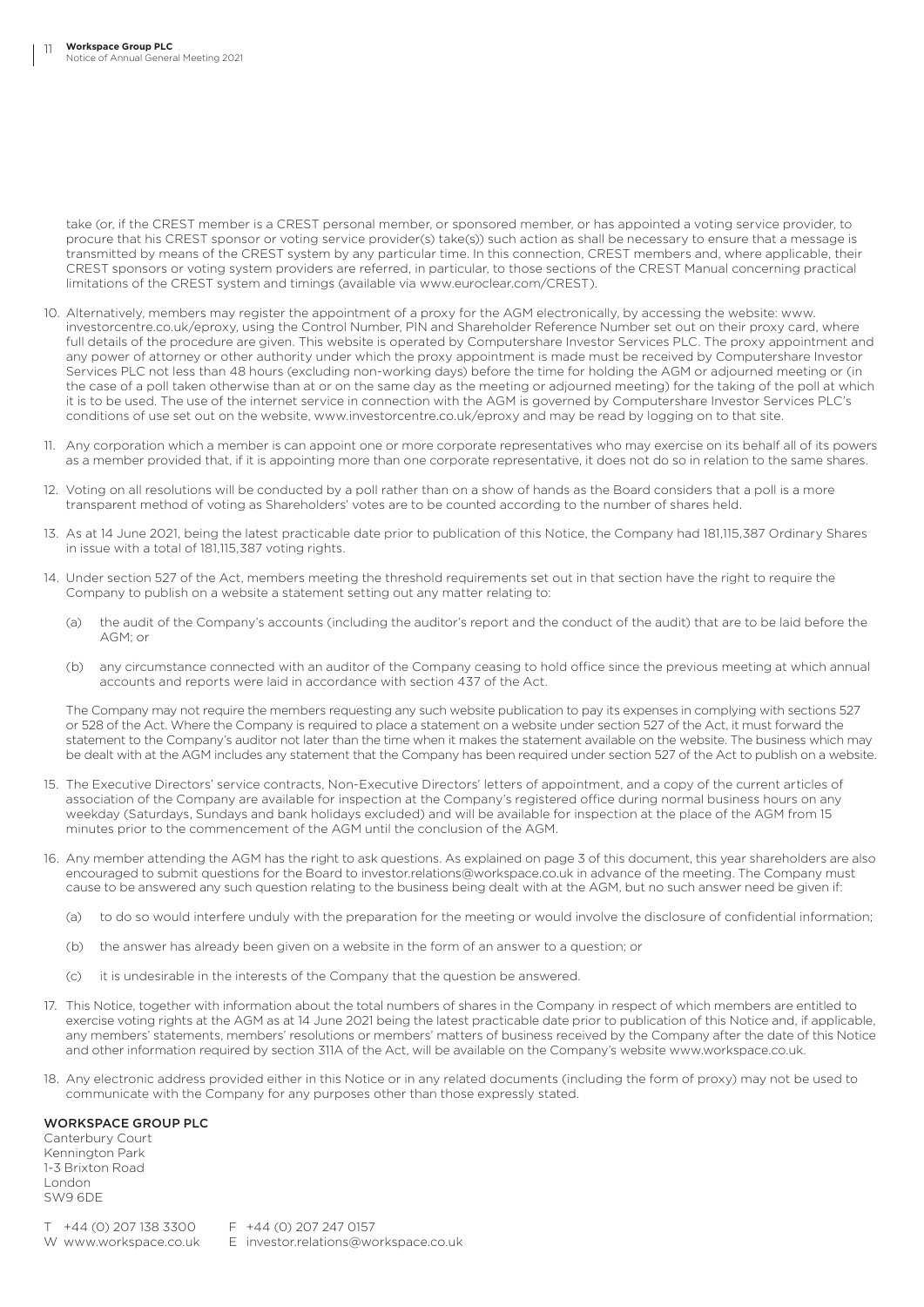take (or, if the CREST member is a CREST personal member, or sponsored member, or has appointed a voting service provider, to procure that his CREST sponsor or voting service provider(s) take(s)) such action as shall be necessary to ensure that a message is transmitted by means of the CREST system by any particular time. In this connection, CREST members and, where applicable, their CREST sponsors or voting system providers are referred, in particular, to those sections of the CREST Manual concerning practical limitations of the CREST system and timings (available via www.euroclear.com/CREST).

10. Alternatively, members may register the appointment of a proxy for the AGM electronically, by accessing the website: www.investorcentre.co.uk/eproxy, using the Control Number, PIN and Shareholder Reference Number set out on their proxy card, where full details of the procedure are given. This website is operated by Computershare Investor Services PLC. The proxy appointment and any power of attorney or other authority under which the proxy appointment is made must be received by Computershare Investor Services PLC not less than 48 hours (excluding non-working days) before the time for holding the AGM or adjourned meeting or (in the case of a poll taken otherwise than at or on the same day as the meeting or adjourned meeting) for the taking of the poll at which it is to be used. The use of the internet service in connection with the AGM is governed by Computershare Investor Services PLC's conditions of use set out on the website, www.investorcentre.co.uk/eproxy and may be read by logging on to that site.

11. Any corporation which a member is can appoint one or more corporate representatives who may exercise on its behalf all of its powers as a member provided that, if it is appointing more than one corporate representative, it does not do so in relation to the same shares.

12. Voting on all resolutions will be conducted by a poll rather than on a show of hands as the Board considers that a poll is a more transparent method of voting as Shareholders' votes are to be counted according to the number of shares held.

13. As at 14 June 2021, being the latest practicable date prior to publication of this Notice, the Company had 181,115,387 Ordinary Shares in issue with a total of 181,115,387 voting rights.

14. Under section 527 of the Act, members meeting the threshold requirements set out in that section have the right to require the Company to publish on a website a statement setting out any matter relating to:

    (a) the audit of the Company's accounts (including the auditor's report and the conduct of the audit) that are to be laid before the AGM; or

    (b) any circumstance connected with an auditor of the Company ceasing to hold office since the previous meeting at which annual accounts and reports were laid in accordance with section 437 of the Act.

    The Company may not require the members requesting any such website publication to pay its expenses in complying with sections 527 or 528 of the Act. Where the Company is required to place a statement on a website under section 527 of the Act, it must forward the statement to the Company's auditor not later than the time when it makes the statement available on the website. The business which may be dealt with at the AGM includes any statement that the Company has been required under section 527 of the Act to publish on a website.

15. The Executive Directors' service contracts, Non-Executive Directors' letters of appointment, and a copy of the current articles of association of the Company are available for inspection at the Company's registered office during normal business hours on any weekday (Saturdays, Sundays and bank holidays excluded) and will be available for inspection at the place of the AGM from 15 minutes prior to the commencement of the AGM until the conclusion of the AGM.

16. Any member attending the AGM has the right to ask questions. As explained on page 3 of this document, this year shareholders are also encouraged to submit questions for the Board to investor.relations@workspace.co.uk in advance of the meeting. The Company must cause to be answered any such question relating to the business being dealt with at the AGM, but no such answer need be given if:

    (a) to do so would interfere unduly with the preparation for the meeting or would involve the disclosure of confidential information;

    (b) the answer has already been given on a website in the form of an answer to a question; or

    (c) it is undesirable in the interests of the Company that the question be answered.

17. This Notice, together with information about the total numbers of shares in the Company in respect of which members are entitled to exercise voting rights at the AGM as at 14 June 2021 being the latest practicable date prior to publication of this Notice and, if applicable, any members' statements, members' resolutions or members' matters of business received by the Company after the date of this Notice and other information required by section 311A of the Act, will be available on the Company's website www.workspace.co.uk.

18. Any electronic address provided either in this Notice or in any related documents (including the form of proxy) may not be used to communicate with the Company for any purposes other than those expressly stated.

**WORKSPACE GROUP PLC**
Canterbury Court
Kennington Park
1-3 Brixton Road
London
SW9 6DE

T +44 (0) 207 138 3300
F +44 (0) 207 247 0157
W www.workspace.co.uk
E investor.relations@workspace.co.uk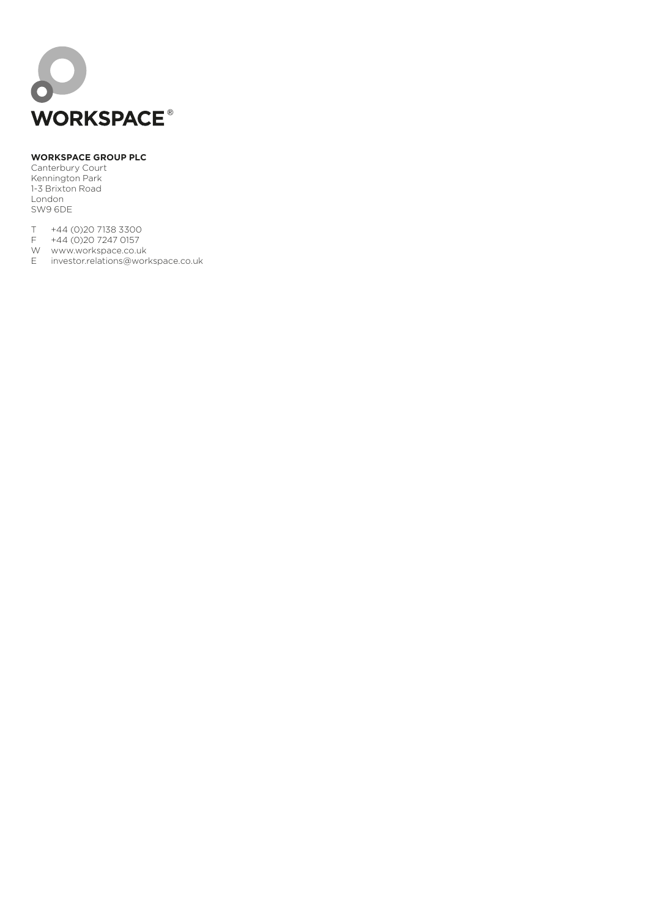WORKSPACE®

**WORKSPACE GROUP PLC**
Canterbury Court
Kennington Park
1-3 Brixton Road
London
SW9 6DE

T +44 (0)20 7138 3300
F +44 (0)20 7247 0157
W www.workspace.co.uk
E investor.relations@workspace.co.uk